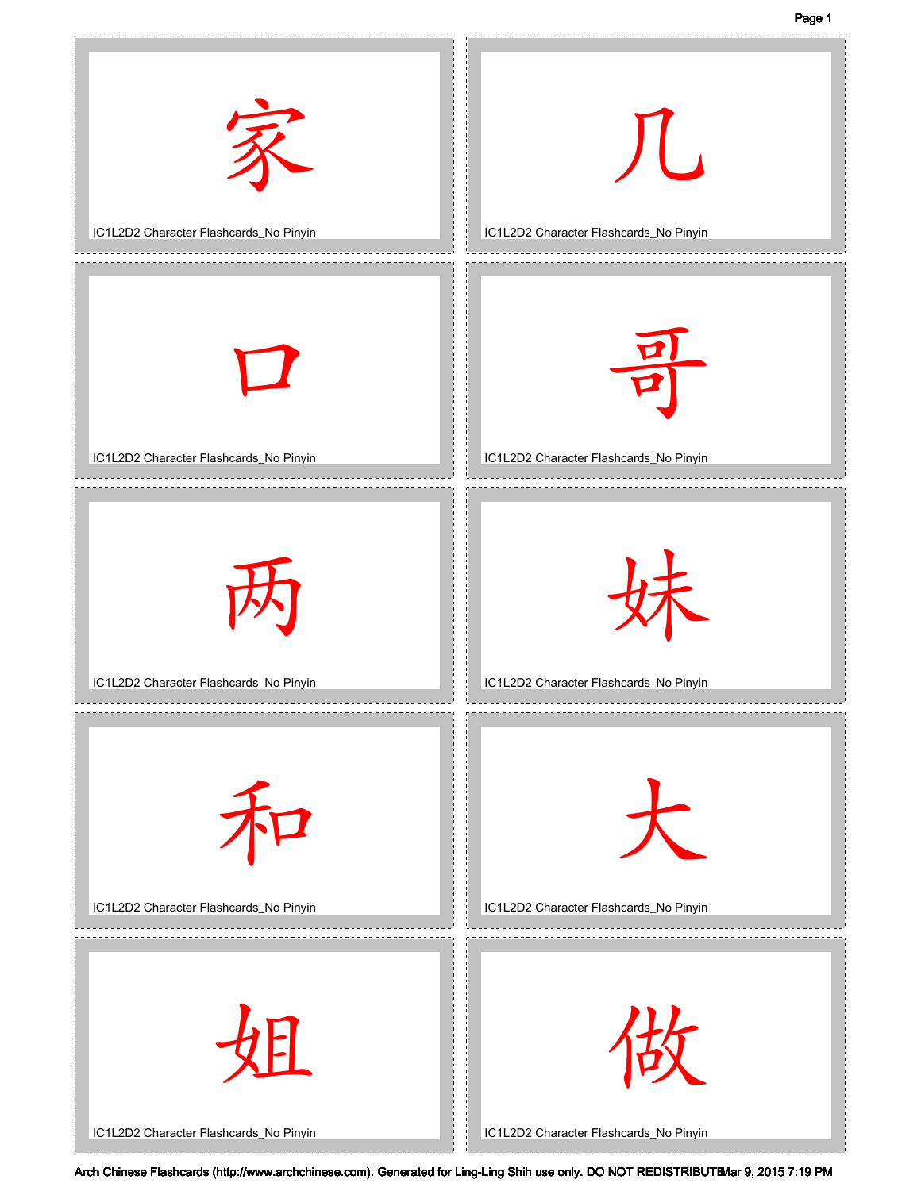家

IC1L2D2 Character Flashcards_No Pinyin

几

IC1L2D2 Character Flashcards_No Pinyin

口

IC1L2D2 Character Flashcards_No Pinyin

哥

IC1L2D2 Character Flashcards_No Pinyin

两

IC1L2D2 Character Flashcards_No Pinyin

妹

IC1L2D2 Character Flashcards_No Pinyin

和

IC1L2D2 Character Flashcards_No Pinyin

大

IC1L2D2 Character Flashcards_No Pinyin

姐

IC1L2D2 Character Flashcards_No Pinyin

做

IC1L2D2 Character Flashcards_No Pinyin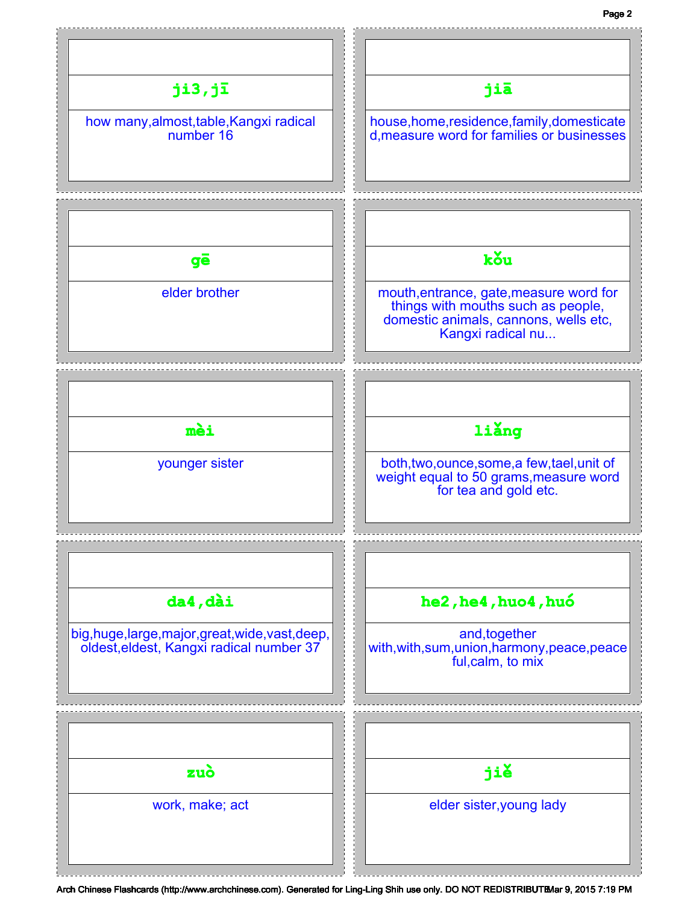**ji3,jī**

how many,almost,table,Kangxi radical number 16

**jiā**

house,home,residence,family,domesticated,measure word for families or businesses

**gē**

elder brother

**kǒu**

mouth,entrance, gate,measure word for things with mouths such as people, domestic animals, cannons, wells etc, Kangxi radical nu...

**mèi**

younger sister

**liǎng**

both,two,ounce,some,a few,tael,unit of weight equal to 50 grams,measure word for tea and gold etc.

**da4,dài**

big,huge,large,major,great,wide,vast,deep, oldest,eldest, Kangxi radical number 37

**he2,he4,huo4,huó**

and,together with,with,sum,union,harmony,peace,peaceful,calm, to mix

**zuò**

work, make; act

**jiě**

elder sister,young lady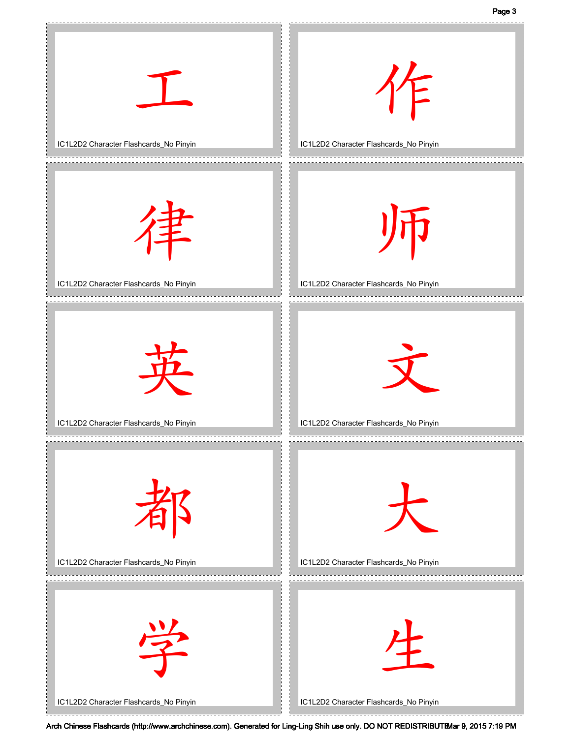工

IC1L2D2 Character Flashcards_No Pinyin

作

IC1L2D2 Character Flashcards_No Pinyin

律

IC1L2D2 Character Flashcards_No Pinyin

师

IC1L2D2 Character Flashcards_No Pinyin

英

IC1L2D2 Character Flashcards_No Pinyin

文

IC1L2D2 Character Flashcards_No Pinyin

都

IC1L2D2 Character Flashcards_No Pinyin

大

IC1L2D2 Character Flashcards_No Pinyin

学

IC1L2D2 Character Flashcards_No Pinyin

生

IC1L2D2 Character Flashcards_No Pinyin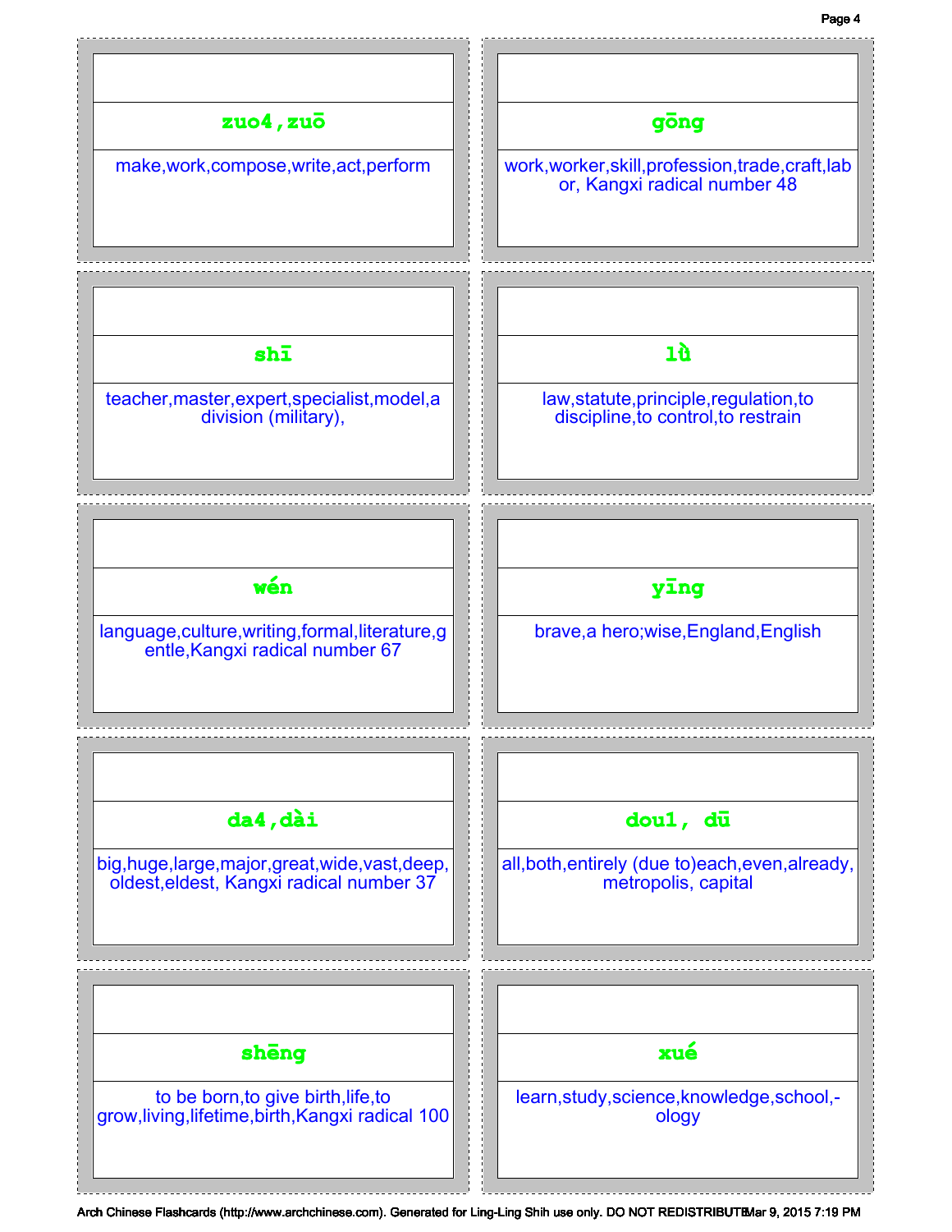**zuo4,zuō**

make,work,compose,write,act,perform

**gōng**

work,worker,skill,profession,trade,craft,labor, Kangxi radical number 48

**shī**

teacher,master,expert,specialist,model,a division (military),

**lǜ**

law,statute,principle,regulation,to discipline,to control,to restrain

**wén**

language,culture,writing,formal,literature,gentle,Kangxi radical number 67

**yīng**

brave,a hero;wise,England,English

**da4,dài**

big,huge,large,major,great,wide,vast,deep,oldest,eldest, Kangxi radical number 37

**dou1, dū**

all,both,entirely (due to)each,even,already,metropolis, capital

**shēng**

to be born,to give birth,life,to grow,living,lifetime,birth,Kangxi radical 100

**xué**

learn,study,science,knowledge,school,-ology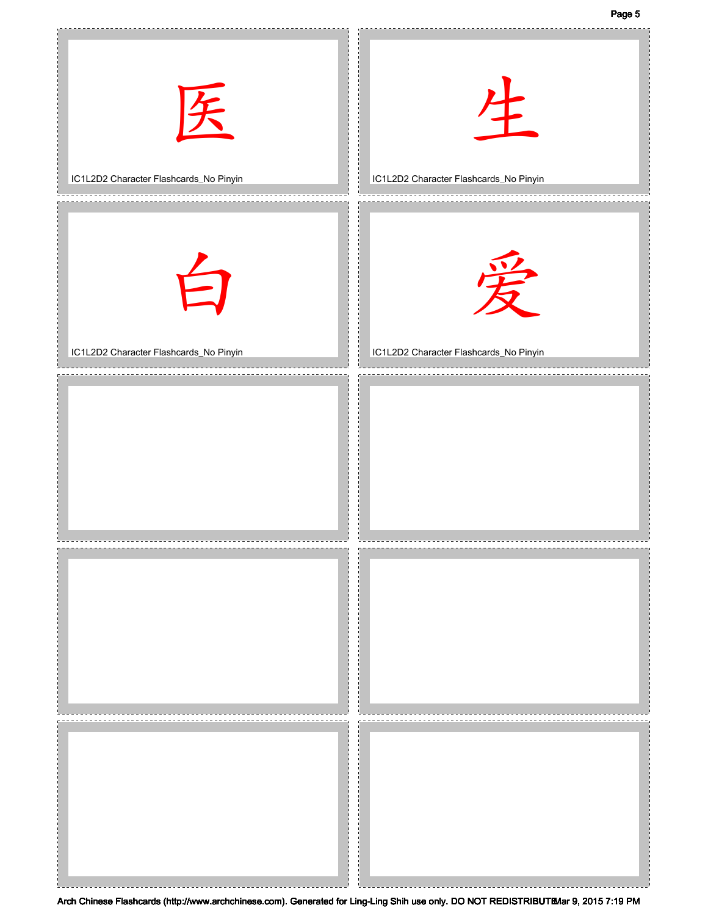医

IC1L2D2 Character Flashcards_No Pinyin

生

IC1L2D2 Character Flashcards_No Pinyin

白

IC1L2D2 Character Flashcards_No Pinyin

爱

IC1L2D2 Character Flashcards_No Pinyin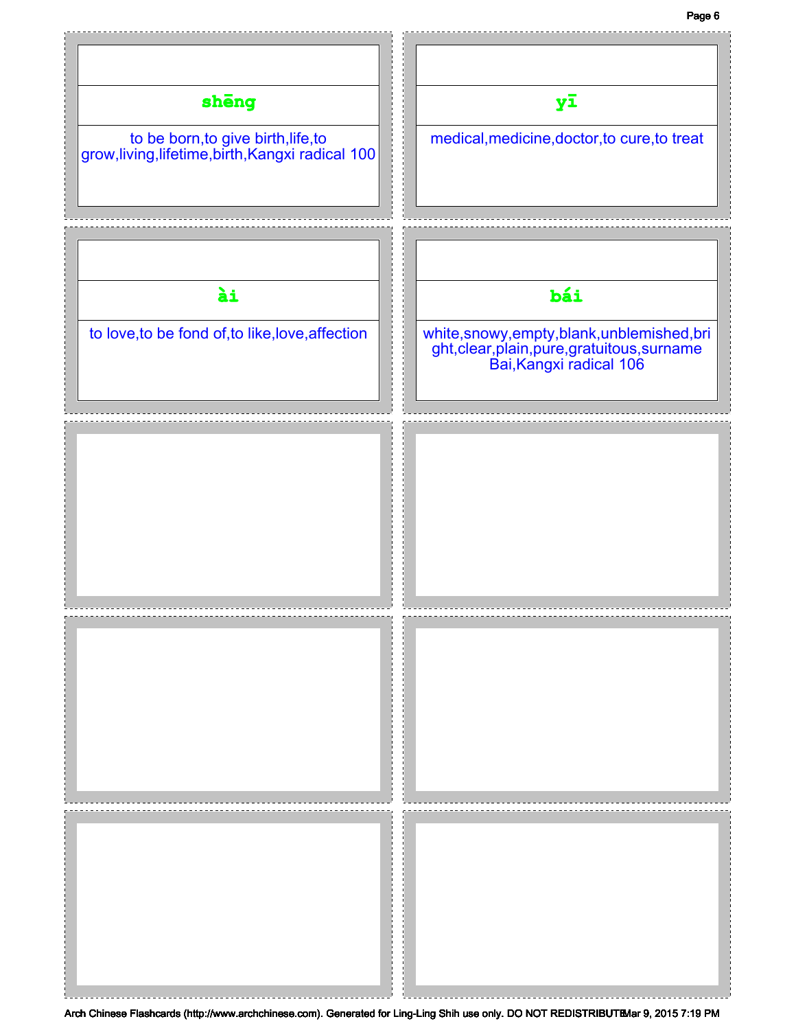**shēng**

to be born,to give birth,life,to grow,living,lifetime,birth,Kangxi radical 100

**yī**

medical,medicine,doctor,to cure,to treat

**ài**

to love,to be fond of,to like,love,affection

**bái**

white,snowy,empty,blank,unblemished,bright,clear,plain,pure,gratuitous,surname Bai,Kangxi radical 106